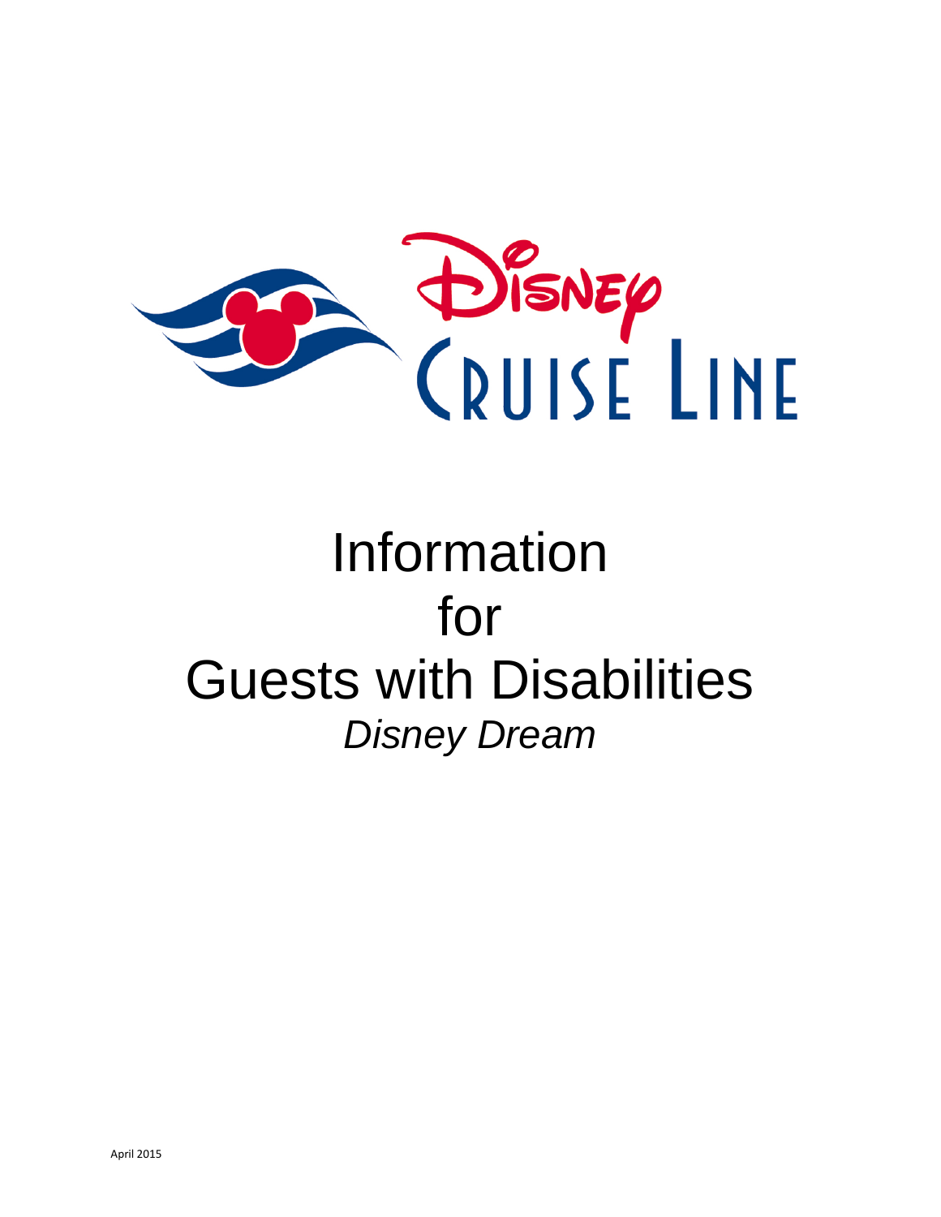Disney Cruise Line

# Information for Guests with Disabilities

*Disney Dream*

April 2015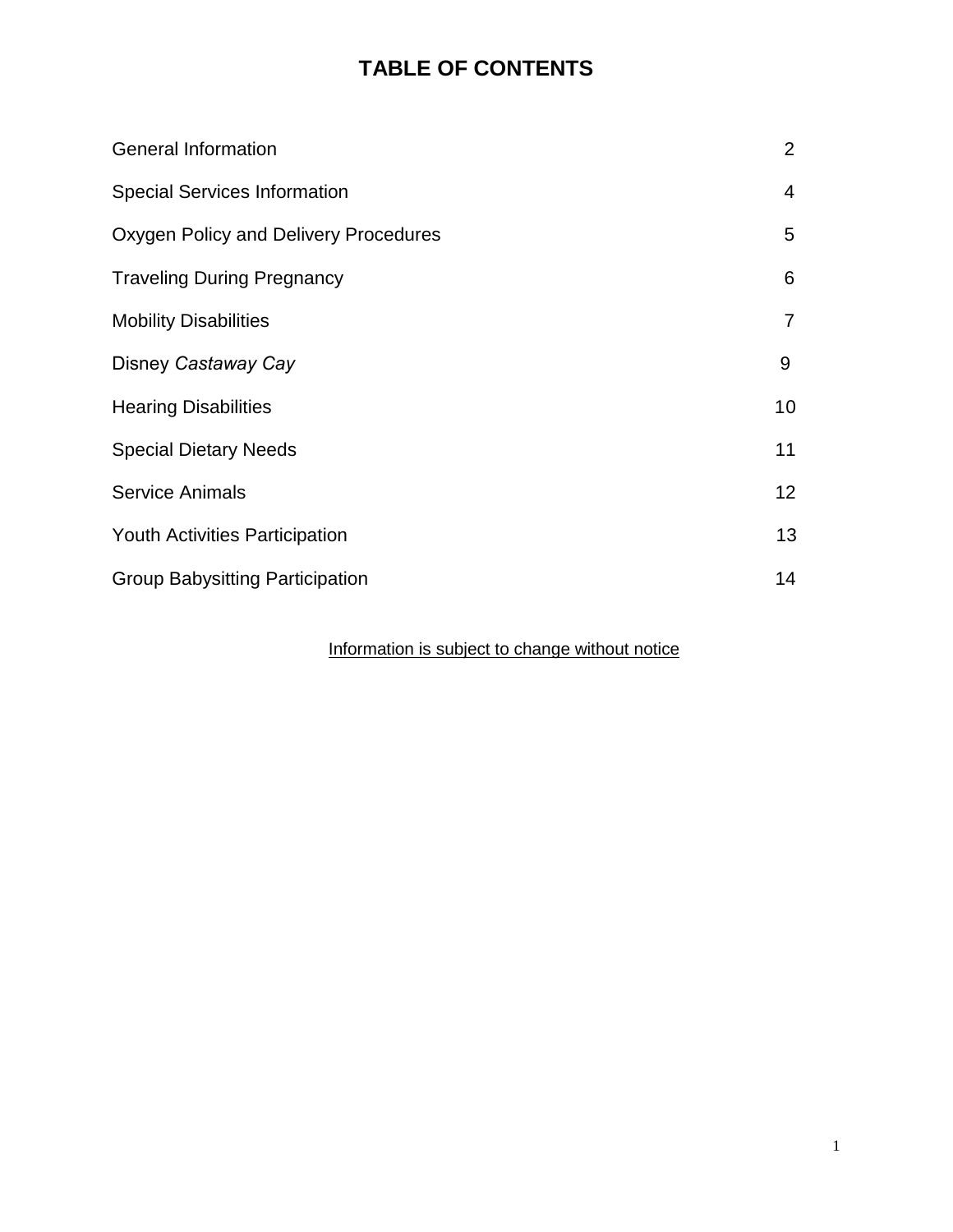# TABLE OF CONTENTS

| | |
|---|---|
| General Information | 2 |
| Special Services Information | 4 |
| Oxygen Policy and Delivery Procedures | 5 |
| Traveling During Pregnancy | 6 |
| Mobility Disabilities | 7 |
| Disney *Castaway Cay* | 9 |
| Hearing Disabilities | 10 |
| Special Dietary Needs | 11 |
| Service Animals | 12 |
| Youth Activities Participation | 13 |
| Group Babysitting Participation | 14 |

<u>Information is subject to change without notice</u>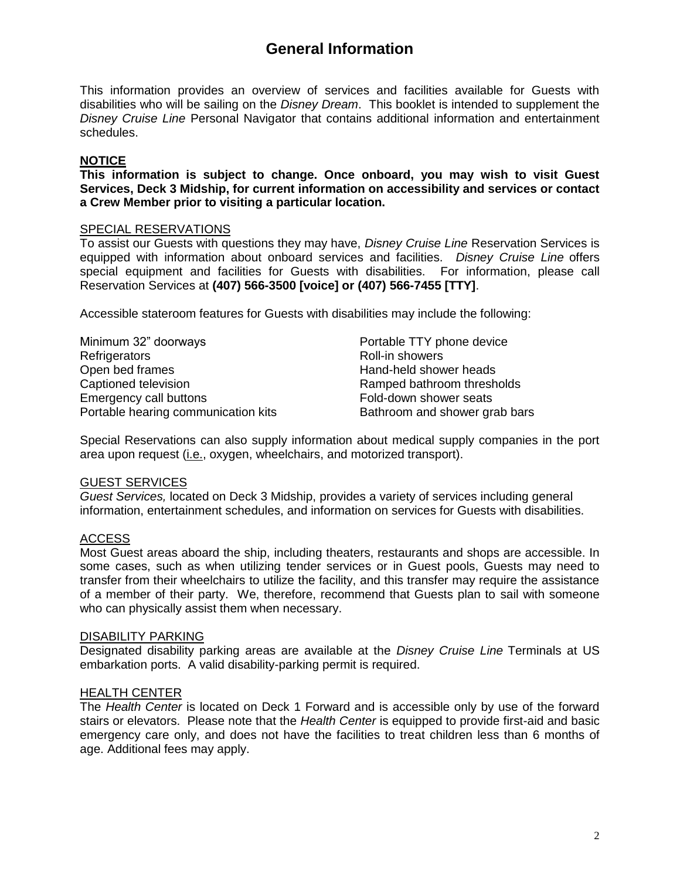# General Information

This information provides an overview of services and facilities available for Guests with disabilities who will be sailing on the *Disney Dream*. This booklet is intended to supplement the *Disney Cruise Line* Personal Navigator that contains additional information and entertainment schedules.

**NOTICE**

**This information is subject to change. Once onboard, you may wish to visit Guest Services, Deck 3 Midship, for current information on accessibility and services or contact a Crew Member prior to visiting a particular location.**

## SPECIAL RESERVATIONS

To assist our Guests with questions they may have, *Disney Cruise Line* Reservation Services is equipped with information about onboard services and facilities. *Disney Cruise Line* offers special equipment and facilities for Guests with disabilities. For information, please call Reservation Services at **(407) 566-3500 [voice] or (407) 566-7455 [TTY]**.

Accessible stateroom features for Guests with disabilities may include the following:

- Minimum 32" doorways
- Refrigerators
- Open bed frames
- Captioned television
- Emergency call buttons
- Portable hearing communication kits
- Portable TTY phone device
- Roll-in showers
- Hand-held shower heads
- Ramped bathroom thresholds
- Fold-down shower seats
- Bathroom and shower grab bars

Special Reservations can also supply information about medical supply companies in the port area upon request (i.e., oxygen, wheelchairs, and motorized transport).

## GUEST SERVICES

*Guest Services,* located on Deck 3 Midship, provides a variety of services including general information, entertainment schedules, and information on services for Guests with disabilities.

## ACCESS

Most Guest areas aboard the ship, including theaters, restaurants and shops are accessible. In some cases, such as when utilizing tender services or in Guest pools, Guests may need to transfer from their wheelchairs to utilize the facility, and this transfer may require the assistance of a member of their party. We, therefore, recommend that Guests plan to sail with someone who can physically assist them when necessary.

## DISABILITY PARKING

Designated disability parking areas are available at the *Disney Cruise Line* Terminals at US embarkation ports. A valid disability-parking permit is required.

## HEALTH CENTER

The *Health Center* is located on Deck 1 Forward and is accessible only by use of the forward stairs or elevators. Please note that the *Health Center* is equipped to provide first-aid and basic emergency care only, and does not have the facilities to treat children less than 6 months of age. Additional fees may apply.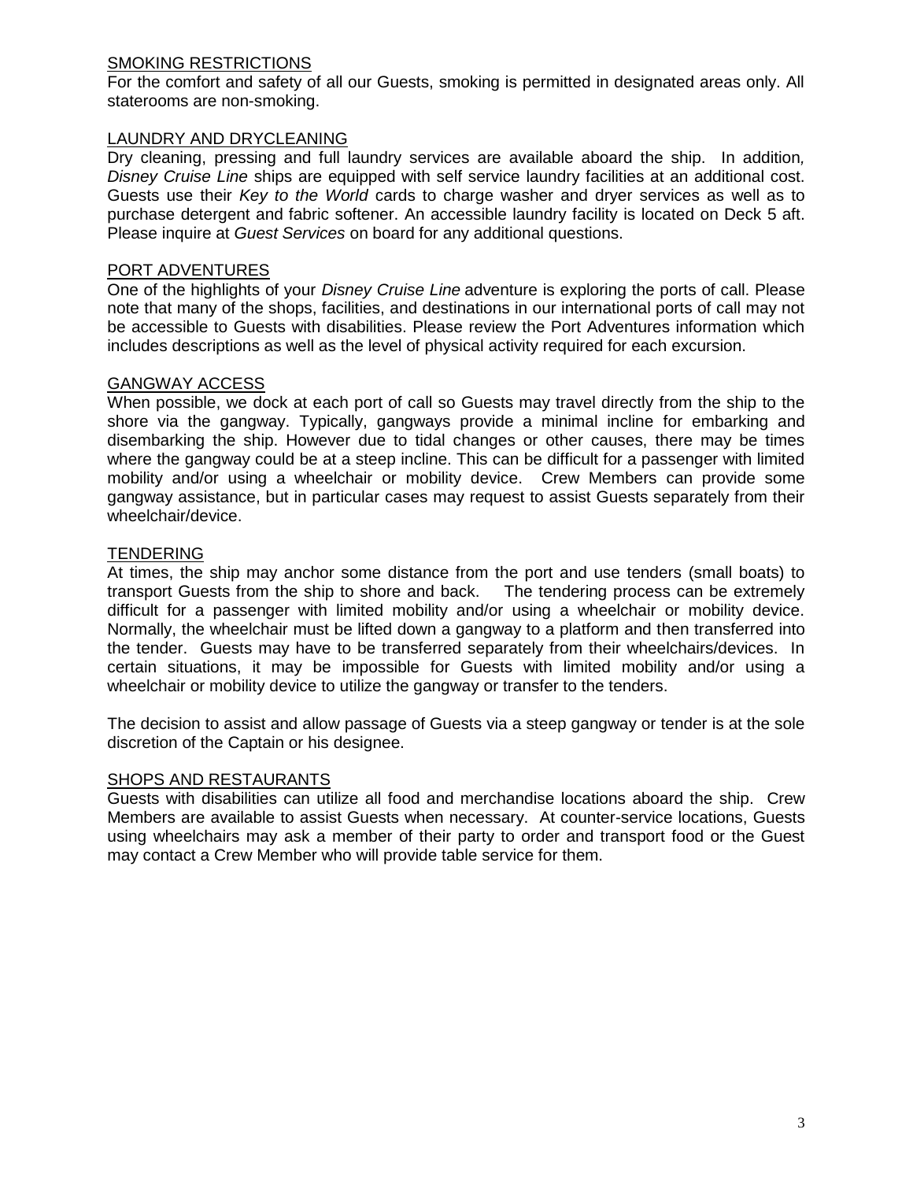## SMOKING RESTRICTIONS

For the comfort and safety of all our Guests, smoking is permitted in designated areas only. All staterooms are non-smoking.

## LAUNDRY AND DRYCLEANING

Dry cleaning, pressing and full laundry services are available aboard the ship. In addition, *Disney Cruise Line* ships are equipped with self service laundry facilities at an additional cost. Guests use their *Key to the World* cards to charge washer and dryer services as well as to purchase detergent and fabric softener. An accessible laundry facility is located on Deck 5 aft. Please inquire at *Guest Services* on board for any additional questions.

## PORT ADVENTURES

One of the highlights of your *Disney Cruise Line* adventure is exploring the ports of call. Please note that many of the shops, facilities, and destinations in our international ports of call may not be accessible to Guests with disabilities. Please review the Port Adventures information which includes descriptions as well as the level of physical activity required for each excursion.

## GANGWAY ACCESS

When possible, we dock at each port of call so Guests may travel directly from the ship to the shore via the gangway. Typically, gangways provide a minimal incline for embarking and disembarking the ship. However due to tidal changes or other causes, there may be times where the gangway could be at a steep incline. This can be difficult for a passenger with limited mobility and/or using a wheelchair or mobility device. Crew Members can provide some gangway assistance, but in particular cases may request to assist Guests separately from their wheelchair/device.

## TENDERING

At times, the ship may anchor some distance from the port and use tenders (small boats) to transport Guests from the ship to shore and back. The tendering process can be extremely difficult for a passenger with limited mobility and/or using a wheelchair or mobility device. Normally, the wheelchair must be lifted down a gangway to a platform and then transferred into the tender. Guests may have to be transferred separately from their wheelchairs/devices. In certain situations, it may be impossible for Guests with limited mobility and/or using a wheelchair or mobility device to utilize the gangway or transfer to the tenders.

The decision to assist and allow passage of Guests via a steep gangway or tender is at the sole discretion of the Captain or his designee.

## SHOPS AND RESTAURANTS

Guests with disabilities can utilize all food and merchandise locations aboard the ship. Crew Members are available to assist Guests when necessary. At counter-service locations, Guests using wheelchairs may ask a member of their party to order and transport food or the Guest may contact a Crew Member who will provide table service for them.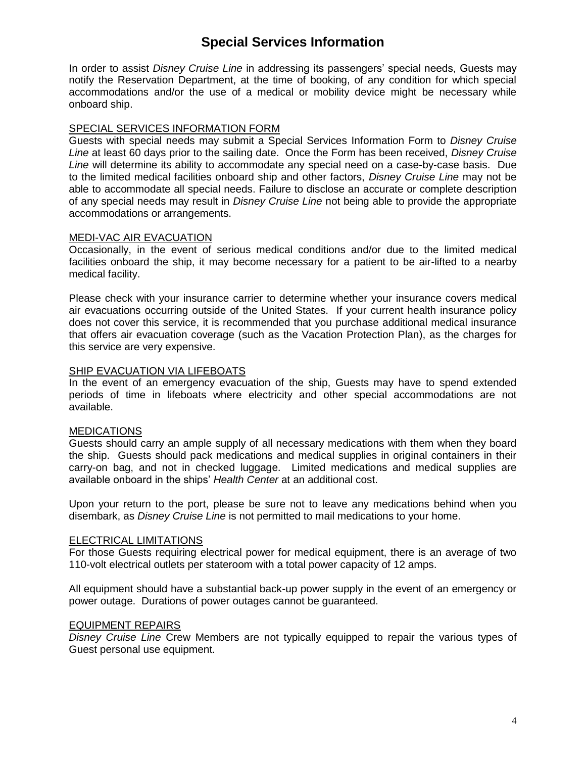# Special Services Information

In order to assist *Disney Cruise Line* in addressing its passengers' special needs, Guests may notify the Reservation Department, at the time of booking, of any condition for which special accommodations and/or the use of a medical or mobility device might be necessary while onboard ship.

## SPECIAL SERVICES INFORMATION FORM

Guests with special needs may submit a Special Services Information Form to *Disney Cruise Line* at least 60 days prior to the sailing date. Once the Form has been received, *Disney Cruise Line* will determine its ability to accommodate any special need on a case-by-case basis. Due to the limited medical facilities onboard ship and other factors, *Disney Cruise Line* may not be able to accommodate all special needs. Failure to disclose an accurate or complete description of any special needs may result in *Disney Cruise Line* not being able to provide the appropriate accommodations or arrangements.

## MEDI-VAC AIR EVACUATION

Occasionally, in the event of serious medical conditions and/or due to the limited medical facilities onboard the ship, it may become necessary for a patient to be air-lifted to a nearby medical facility.

Please check with your insurance carrier to determine whether your insurance covers medical air evacuations occurring outside of the United States. If your current health insurance policy does not cover this service, it is recommended that you purchase additional medical insurance that offers air evacuation coverage (such as the Vacation Protection Plan), as the charges for this service are very expensive.

## SHIP EVACUATION VIA LIFEBOATS

In the event of an emergency evacuation of the ship, Guests may have to spend extended periods of time in lifeboats where electricity and other special accommodations are not available.

## MEDICATIONS

Guests should carry an ample supply of all necessary medications with them when they board the ship. Guests should pack medications and medical supplies in original containers in their carry-on bag, and not in checked luggage. Limited medications and medical supplies are available onboard in the ships' *Health Center* at an additional cost.

Upon your return to the port, please be sure not to leave any medications behind when you disembark, as *Disney Cruise Line* is not permitted to mail medications to your home.

## ELECTRICAL LIMITATIONS

For those Guests requiring electrical power for medical equipment, there is an average of two 110-volt electrical outlets per stateroom with a total power capacity of 12 amps.

All equipment should have a substantial back-up power supply in the event of an emergency or power outage. Durations of power outages cannot be guaranteed.

## EQUIPMENT REPAIRS

*Disney Cruise Line* Crew Members are not typically equipped to repair the various types of Guest personal use equipment.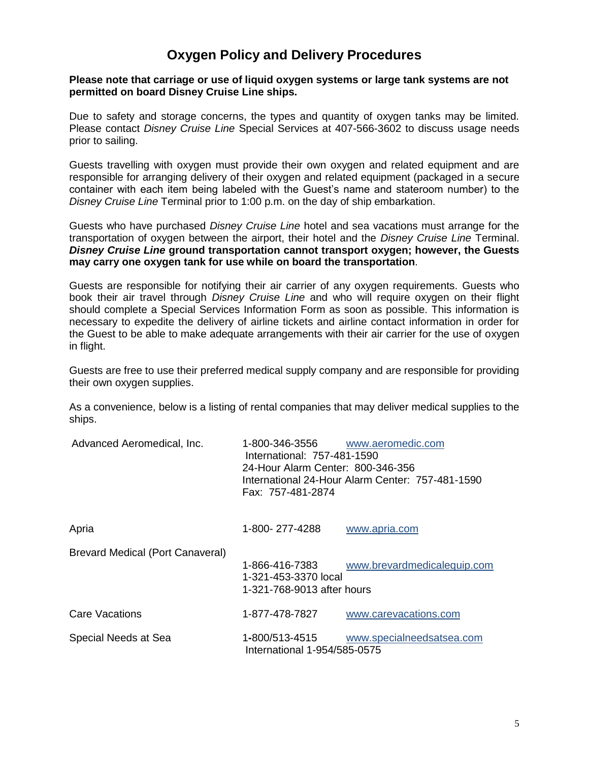# Oxygen Policy and Delivery Procedures

**Please note that carriage or use of liquid oxygen systems or large tank systems are not permitted on board Disney Cruise Line ships.**

Due to safety and storage concerns, the types and quantity of oxygen tanks may be limited. Please contact *Disney Cruise Line* Special Services at 407-566-3602 to discuss usage needs prior to sailing.

Guests travelling with oxygen must provide their own oxygen and related equipment and are responsible for arranging delivery of their oxygen and related equipment (packaged in a secure container with each item being labeled with the Guest's name and stateroom number) to the *Disney Cruise Line* Terminal prior to 1:00 p.m. on the day of ship embarkation.

Guests who have purchased *Disney Cruise Line* hotel and sea vacations must arrange for the transportation of oxygen between the airport, their hotel and the *Disney Cruise Line* Terminal. ***Disney Cruise Line*** **ground transportation cannot transport oxygen; however, the Guests may carry one oxygen tank for use while on board the transportation**.

Guests are responsible for notifying their air carrier of any oxygen requirements. Guests who book their air travel through *Disney Cruise Line* and who will require oxygen on their flight should complete a Special Services Information Form as soon as possible. This information is necessary to expedite the delivery of airline tickets and airline contact information in order for the Guest to be able to make adequate arrangements with their air carrier for the use of oxygen in flight.

Guests are free to use their preferred medical supply company and are responsible for providing their own oxygen supplies.

As a convenience, below is a listing of rental companies that may deliver medical supplies to the ships.

| | | |
|---|---|---|
| Advanced Aeromedical, Inc. | 1-800-346-3556<br>International: 757-481-1590<br>24-Hour Alarm Center: 800-346-356<br>International 24-Hour Alarm Center: 757-481-1590<br>Fax: 757-481-2874 | www.aeromedic.com |
| Apria | 1-800- 277-4288 | www.apria.com |
| Brevard Medical (Port Canaveral) | 1-866-416-7383<br>1-321-453-3370 local<br>1-321-768-9013 after hours | www.brevardmedicalequip.com |
| Care Vacations | 1-877-478-7827 | www.carevacations.com |
| Special Needs at Sea | 1-800/513-4515<br>International 1-954/585-0575 | www.specialneedsatsea.com |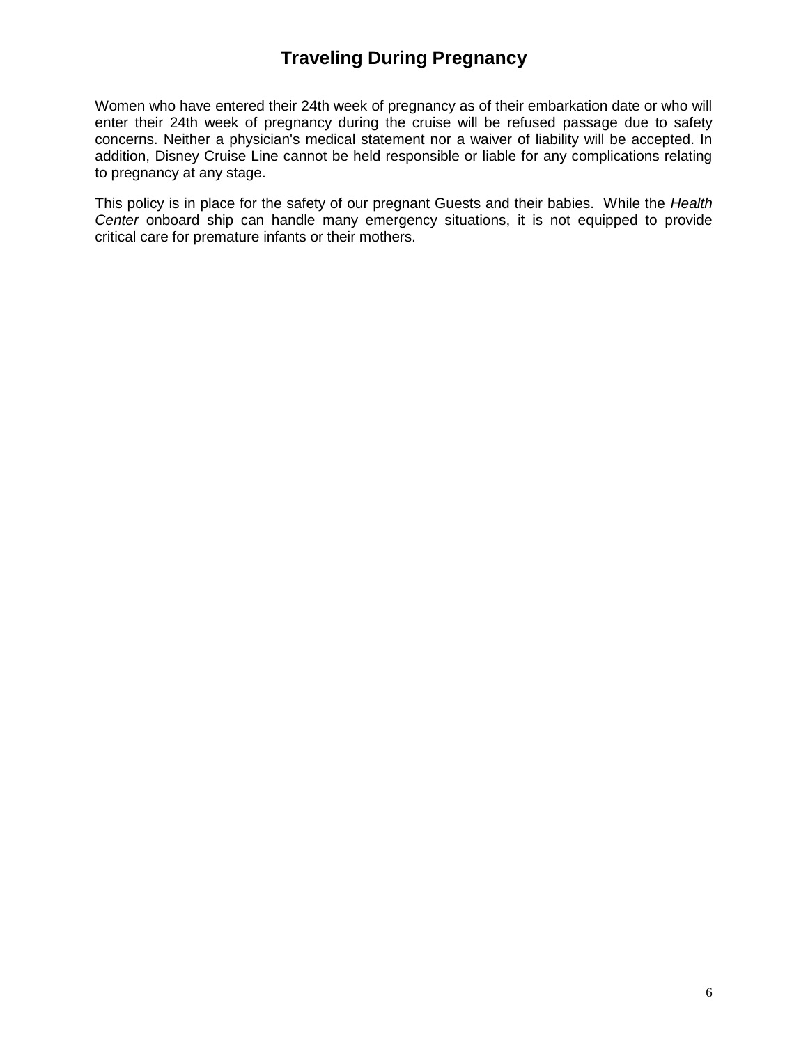# Traveling During Pregnancy

Women who have entered their 24th week of pregnancy as of their embarkation date or who will enter their 24th week of pregnancy during the cruise will be refused passage due to safety concerns. Neither a physician's medical statement nor a waiver of liability will be accepted. In addition, Disney Cruise Line cannot be held responsible or liable for any complications relating to pregnancy at any stage.

This policy is in place for the safety of our pregnant Guests and their babies. While the *Health Center* onboard ship can handle many emergency situations, it is not equipped to provide critical care for premature infants or their mothers.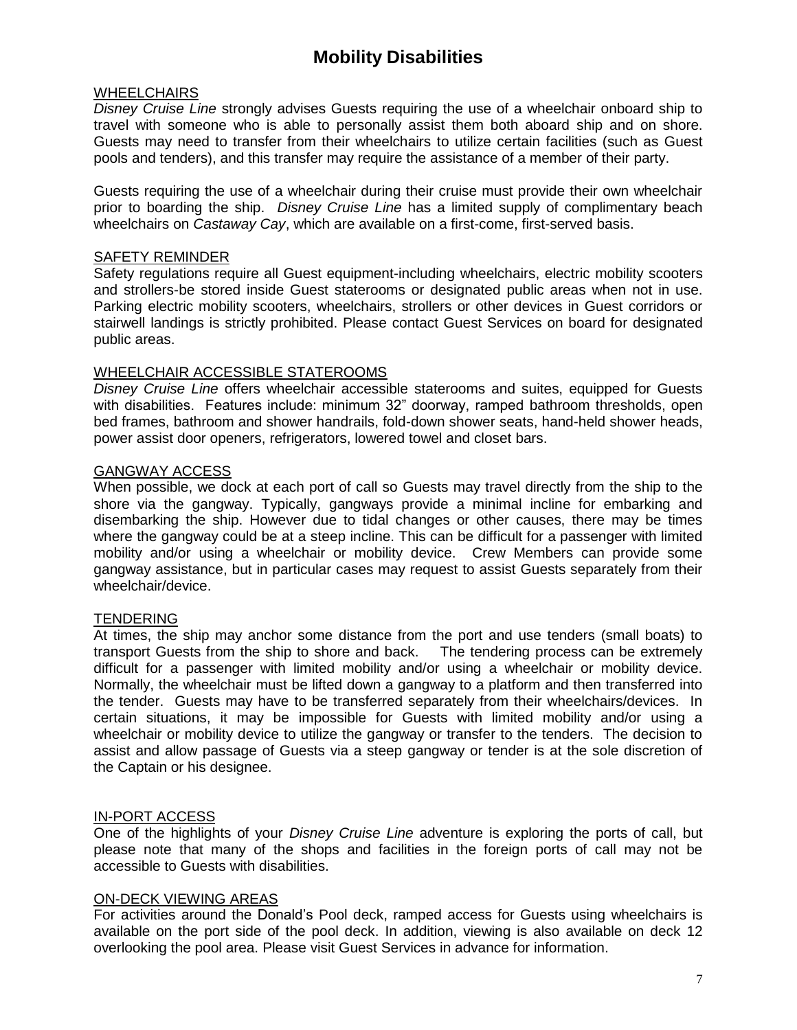# Mobility Disabilities

## WHEELCHAIRS

*Disney Cruise Line* strongly advises Guests requiring the use of a wheelchair onboard ship to travel with someone who is able to personally assist them both aboard ship and on shore. Guests may need to transfer from their wheelchairs to utilize certain facilities (such as Guest pools and tenders), and this transfer may require the assistance of a member of their party.

Guests requiring the use of a wheelchair during their cruise must provide their own wheelchair prior to boarding the ship. *Disney Cruise Line* has a limited supply of complimentary beach wheelchairs on *Castaway Cay*, which are available on a first-come, first-served basis.

## SAFETY REMINDER

Safety regulations require all Guest equipment-including wheelchairs, electric mobility scooters and strollers-be stored inside Guest staterooms or designated public areas when not in use. Parking electric mobility scooters, wheelchairs, strollers or other devices in Guest corridors or stairwell landings is strictly prohibited. Please contact Guest Services on board for designated public areas.

## WHEELCHAIR ACCESSIBLE STATEROOMS

*Disney Cruise Line* offers wheelchair accessible staterooms and suites, equipped for Guests with disabilities. Features include: minimum 32" doorway, ramped bathroom thresholds, open bed frames, bathroom and shower handrails, fold-down shower seats, hand-held shower heads, power assist door openers, refrigerators, lowered towel and closet bars.

## GANGWAY ACCESS

When possible, we dock at each port of call so Guests may travel directly from the ship to the shore via the gangway. Typically, gangways provide a minimal incline for embarking and disembarking the ship. However due to tidal changes or other causes, there may be times where the gangway could be at a steep incline. This can be difficult for a passenger with limited mobility and/or using a wheelchair or mobility device. Crew Members can provide some gangway assistance, but in particular cases may request to assist Guests separately from their wheelchair/device.

## TENDERING

At times, the ship may anchor some distance from the port and use tenders (small boats) to transport Guests from the ship to shore and back. The tendering process can be extremely difficult for a passenger with limited mobility and/or using a wheelchair or mobility device. Normally, the wheelchair must be lifted down a gangway to a platform and then transferred into the tender. Guests may have to be transferred separately from their wheelchairs/devices. In certain situations, it may be impossible for Guests with limited mobility and/or using a wheelchair or mobility device to utilize the gangway or transfer to the tenders. The decision to assist and allow passage of Guests via a steep gangway or tender is at the sole discretion of the Captain or his designee.

## IN-PORT ACCESS

One of the highlights of your *Disney Cruise Line* adventure is exploring the ports of call, but please note that many of the shops and facilities in the foreign ports of call may not be accessible to Guests with disabilities.

## ON-DECK VIEWING AREAS

For activities around the Donald's Pool deck, ramped access for Guests using wheelchairs is available on the port side of the pool deck. In addition, viewing is also available on deck 12 overlooking the pool area. Please visit Guest Services in advance for information.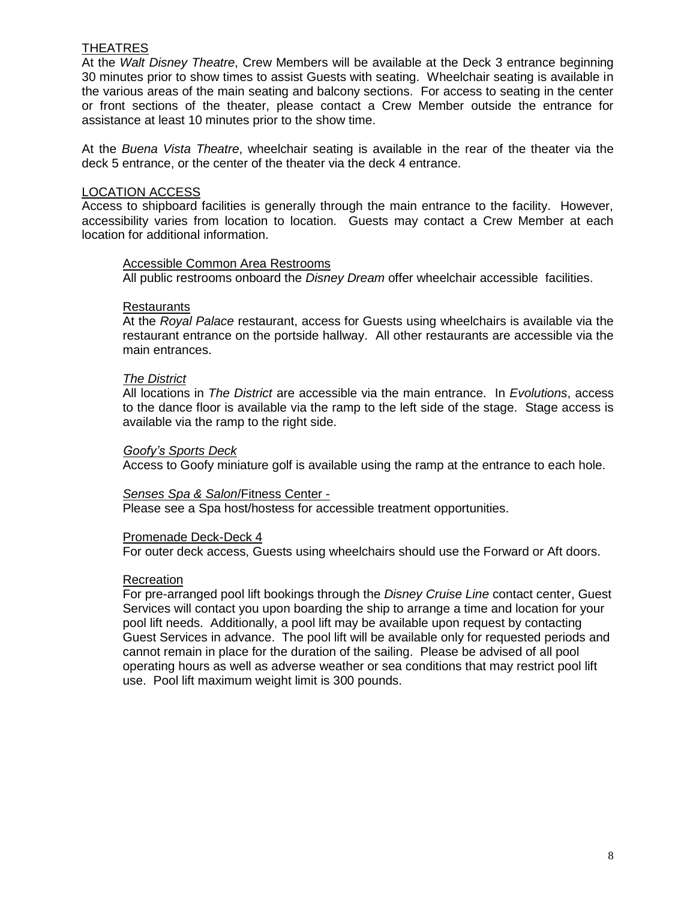## THEATRES

At the *Walt Disney Theatre*, Crew Members will be available at the Deck 3 entrance beginning 30 minutes prior to show times to assist Guests with seating. Wheelchair seating is available in the various areas of the main seating and balcony sections. For access to seating in the center or front sections of the theater, please contact a Crew Member outside the entrance for assistance at least 10 minutes prior to the show time.

At the *Buena Vista Theatre*, wheelchair seating is available in the rear of the theater via the deck 5 entrance, or the center of the theater via the deck 4 entrance.

## LOCATION ACCESS

Access to shipboard facilities is generally through the main entrance to the facility. However, accessibility varies from location to location. Guests may contact a Crew Member at each location for additional information.

### Accessible Common Area Restrooms

All public restrooms onboard the *Disney Dream* offer wheelchair accessible facilities.

### Restaurants

At the *Royal Palace* restaurant, access for Guests using wheelchairs is available via the restaurant entrance on the portside hallway. All other restaurants are accessible via the main entrances.

### *The District*

All locations in *The District* are accessible via the main entrance. In *Evolutions*, access to the dance floor is available via the ramp to the left side of the stage. Stage access is available via the ramp to the right side.

### *Goofy's Sports Deck*

Access to Goofy miniature golf is available using the ramp at the entrance to each hole.

### *Senses Spa & Salon*/Fitness Center -

Please see a Spa host/hostess for accessible treatment opportunities.

### Promenade Deck-Deck 4

For outer deck access, Guests using wheelchairs should use the Forward or Aft doors.

### Recreation

For pre-arranged pool lift bookings through the *Disney Cruise Line* contact center, Guest Services will contact you upon boarding the ship to arrange a time and location for your pool lift needs. Additionally, a pool lift may be available upon request by contacting Guest Services in advance. The pool lift will be available only for requested periods and cannot remain in place for the duration of the sailing. Please be advised of all pool operating hours as well as adverse weather or sea conditions that may restrict pool lift use. Pool lift maximum weight limit is 300 pounds.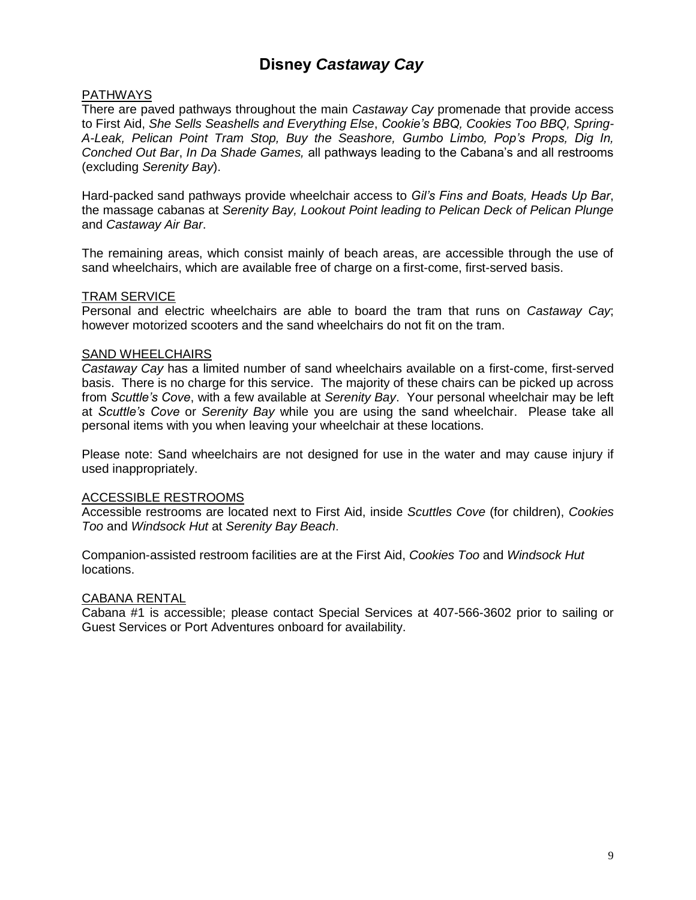# Disney *Castaway Cay*

<u>PATHWAYS</u>

There are paved pathways throughout the main *Castaway Cay* promenade that provide access to First Aid, *She Sells Seashells and Everything Else*, *Cookie's BBQ, Cookies Too BBQ, Spring-A-Leak, Pelican Point Tram Stop, Buy the Seashore, Gumbo Limbo, Pop's Props, Dig In, Conched Out Bar*, *In Da Shade Games,* all pathways leading to the Cabana's and all restrooms (excluding *Serenity Bay*).

Hard-packed sand pathways provide wheelchair access to *Gil's Fins and Boats, Heads Up Bar*, the massage cabanas at *Serenity Bay, Lookout Point leading to Pelican Deck of Pelican Plunge* and *Castaway Air Bar*.

The remaining areas, which consist mainly of beach areas, are accessible through the use of sand wheelchairs, which are available free of charge on a first-come, first-served basis.

<u>TRAM SERVICE</u>

Personal and electric wheelchairs are able to board the tram that runs on *Castaway Cay*; however motorized scooters and the sand wheelchairs do not fit on the tram.

<u>SAND WHEELCHAIRS</u>

*Castaway Cay* has a limited number of sand wheelchairs available on a first-come, first-served basis. There is no charge for this service. The majority of these chairs can be picked up across from *Scuttle's Cove*, with a few available at *Serenity Bay*. Your personal wheelchair may be left at *Scuttle's Cove* or *Serenity Bay* while you are using the sand wheelchair. Please take all personal items with you when leaving your wheelchair at these locations.

Please note: Sand wheelchairs are not designed for use in the water and may cause injury if used inappropriately.

<u>ACCESSIBLE RESTROOMS</u>

Accessible restrooms are located next to First Aid, inside *Scuttles Cove* (for children), *Cookies Too* and *Windsock Hut* at *Serenity Bay Beach*.

Companion-assisted restroom facilities are at the First Aid, *Cookies Too* and *Windsock Hut* locations.

<u>CABANA RENTAL</u>

Cabana #1 is accessible; please contact Special Services at 407-566-3602 prior to sailing or Guest Services or Port Adventures onboard for availability.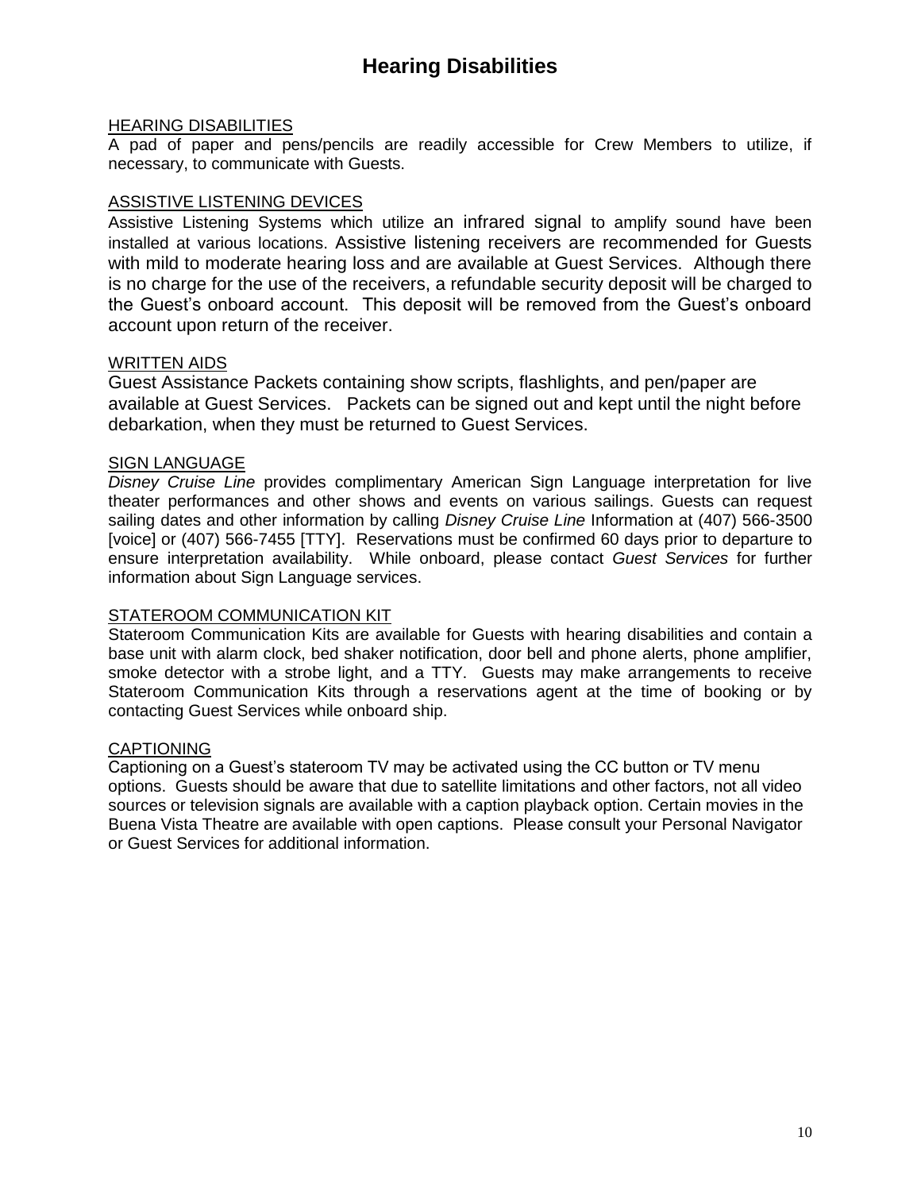# Hearing Disabilities

## HEARING DISABILITIES

A pad of paper and pens/pencils are readily accessible for Crew Members to utilize, if necessary, to communicate with Guests.

## ASSISTIVE LISTENING DEVICES

Assistive Listening Systems which utilize an infrared signal to amplify sound have been installed at various locations. Assistive listening receivers are recommended for Guests with mild to moderate hearing loss and are available at Guest Services. Although there is no charge for the use of the receivers, a refundable security deposit will be charged to the Guest's onboard account. This deposit will be removed from the Guest's onboard account upon return of the receiver.

## WRITTEN AIDS

Guest Assistance Packets containing show scripts, flashlights, and pen/paper are available at Guest Services. Packets can be signed out and kept until the night before debarkation, when they must be returned to Guest Services.

## SIGN LANGUAGE

*Disney Cruise Line* provides complimentary American Sign Language interpretation for live theater performances and other shows and events on various sailings. Guests can request sailing dates and other information by calling *Disney Cruise Line* Information at (407) 566-3500 [voice] or (407) 566-7455 [TTY]. Reservations must be confirmed 60 days prior to departure to ensure interpretation availability. While onboard, please contact *Guest Services* for further information about Sign Language services.

## STATEROOM COMMUNICATION KIT

Stateroom Communication Kits are available for Guests with hearing disabilities and contain a base unit with alarm clock, bed shaker notification, door bell and phone alerts, phone amplifier, smoke detector with a strobe light, and a TTY. Guests may make arrangements to receive Stateroom Communication Kits through a reservations agent at the time of booking or by contacting Guest Services while onboard ship.

## CAPTIONING

Captioning on a Guest's stateroom TV may be activated using the CC button or TV menu options. Guests should be aware that due to satellite limitations and other factors, not all video sources or television signals are available with a caption playback option. Certain movies in the Buena Vista Theatre are available with open captions. Please consult your Personal Navigator or Guest Services for additional information.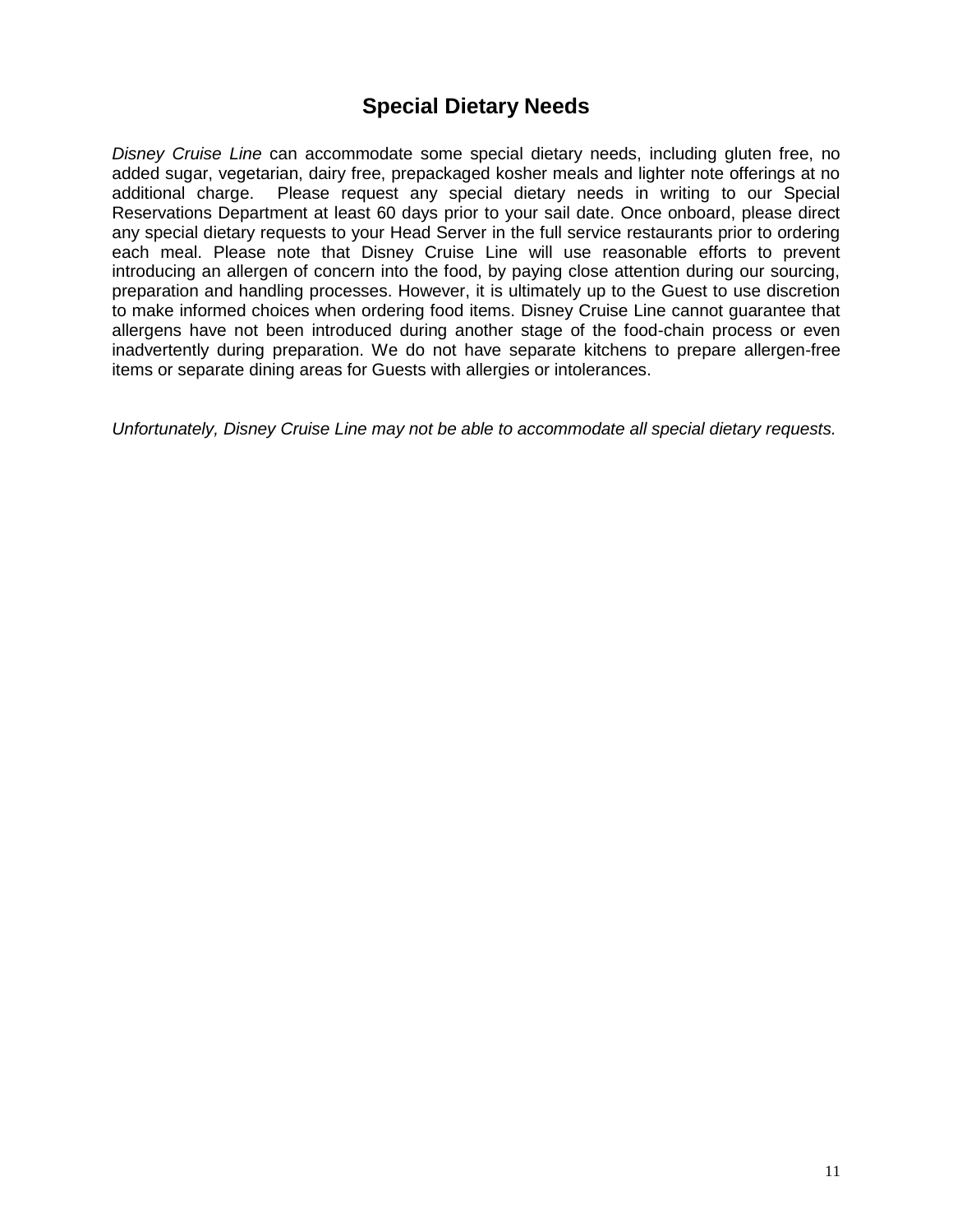## Special Dietary Needs

*Disney Cruise Line* can accommodate some special dietary needs, including gluten free, no added sugar, vegetarian, dairy free, prepackaged kosher meals and lighter note offerings at no additional charge. Please request any special dietary needs in writing to our Special Reservations Department at least 60 days prior to your sail date. Once onboard, please direct any special dietary requests to your Head Server in the full service restaurants prior to ordering each meal. Please note that Disney Cruise Line will use reasonable efforts to prevent introducing an allergen of concern into the food, by paying close attention during our sourcing, preparation and handling processes. However, it is ultimately up to the Guest to use discretion to make informed choices when ordering food items. Disney Cruise Line cannot guarantee that allergens have not been introduced during another stage of the food-chain process or even inadvertently during preparation. We do not have separate kitchens to prepare allergen-free items or separate dining areas for Guests with allergies or intolerances.

*Unfortunately, Disney Cruise Line may not be able to accommodate all special dietary requests.*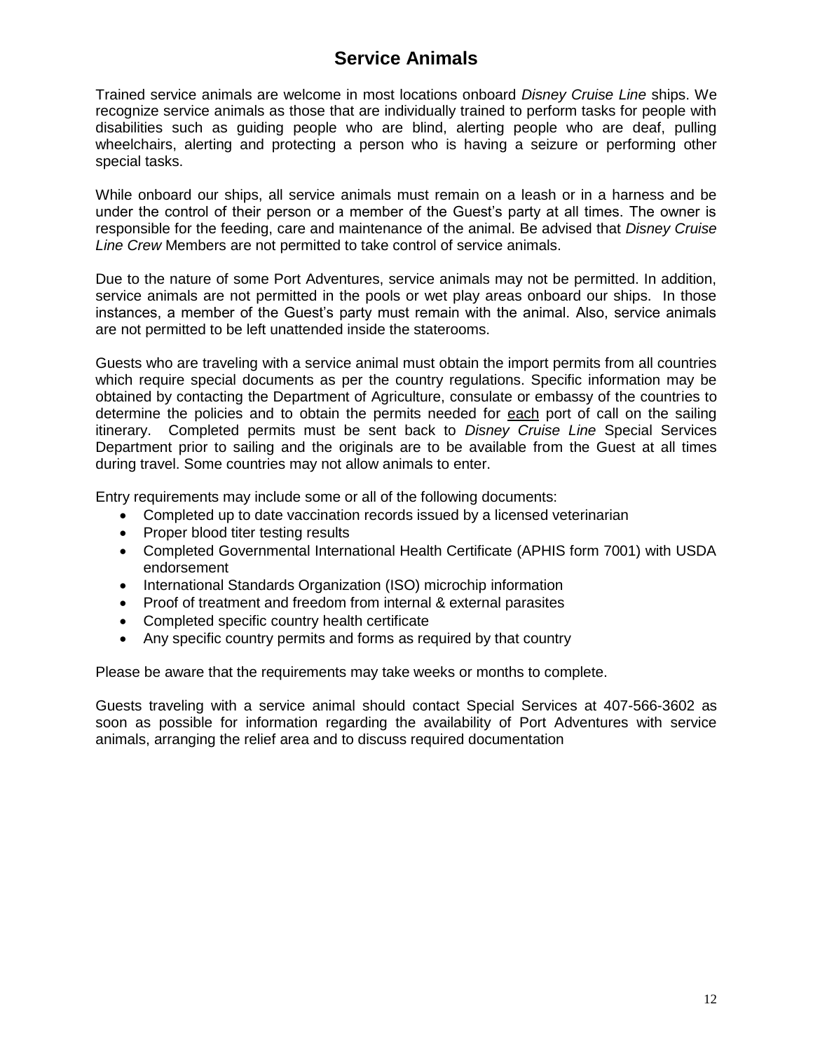# Service Animals

Trained service animals are welcome in most locations onboard *Disney Cruise Line* ships. We recognize service animals as those that are individually trained to perform tasks for people with disabilities such as guiding people who are blind, alerting people who are deaf, pulling wheelchairs, alerting and protecting a person who is having a seizure or performing other special tasks.

While onboard our ships, all service animals must remain on a leash or in a harness and be under the control of their person or a member of the Guest's party at all times. The owner is responsible for the feeding, care and maintenance of the animal. Be advised that *Disney Cruise Line Crew* Members are not permitted to take control of service animals.

Due to the nature of some Port Adventures, service animals may not be permitted. In addition, service animals are not permitted in the pools or wet play areas onboard our ships. In those instances, a member of the Guest's party must remain with the animal. Also, service animals are not permitted to be left unattended inside the staterooms.

Guests who are traveling with a service animal must obtain the import permits from all countries which require special documents as per the country regulations. Specific information may be obtained by contacting the Department of Agriculture, consulate or embassy of the countries to determine the policies and to obtain the permits needed for <u>each</u> port of call on the sailing itinerary. Completed permits must be sent back to *Disney Cruise Line* Special Services Department prior to sailing and the originals are to be available from the Guest at all times during travel. Some countries may not allow animals to enter.

Entry requirements may include some or all of the following documents:

- Completed up to date vaccination records issued by a licensed veterinarian
- Proper blood titer testing results
- Completed Governmental International Health Certificate (APHIS form 7001) with USDA endorsement
- International Standards Organization (ISO) microchip information
- Proof of treatment and freedom from internal & external parasites
- Completed specific country health certificate
- Any specific country permits and forms as required by that country

Please be aware that the requirements may take weeks or months to complete.

Guests traveling with a service animal should contact Special Services at 407-566-3602 as soon as possible for information regarding the availability of Port Adventures with service animals, arranging the relief area and to discuss required documentation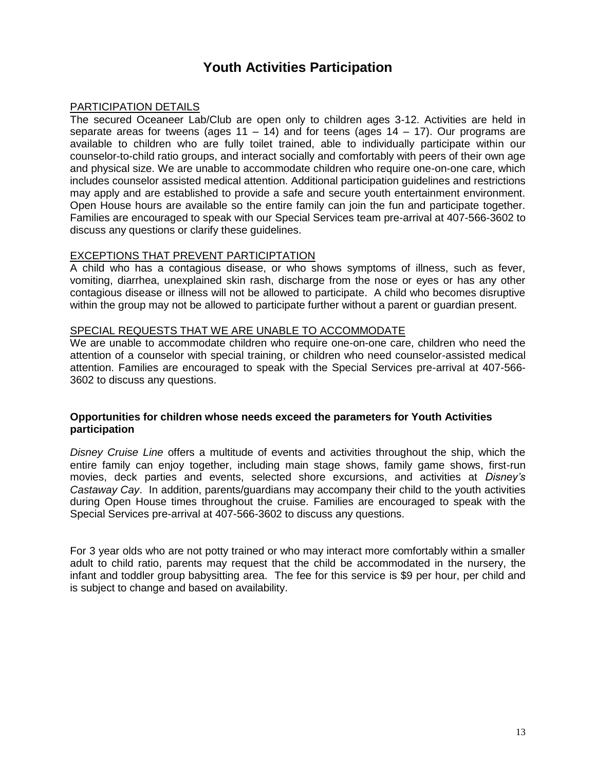# Youth Activities Participation

PARTICIPATION DETAILS

The secured Oceaneer Lab/Club are open only to children ages 3-12. Activities are held in separate areas for tweens (ages 11 – 14) and for teens (ages 14 – 17). Our programs are available to children who are fully toilet trained, able to individually participate within our counselor-to-child ratio groups, and interact socially and comfortably with peers of their own age and physical size. We are unable to accommodate children who require one-on-one care, which includes counselor assisted medical attention. Additional participation guidelines and restrictions may apply and are established to provide a safe and secure youth entertainment environment. Open House hours are available so the entire family can join the fun and participate together. Families are encouraged to speak with our Special Services team pre-arrival at 407-566-3602 to discuss any questions or clarify these guidelines.

EXCEPTIONS THAT PREVENT PARTICIPTATION

A child who has a contagious disease, or who shows symptoms of illness, such as fever, vomiting, diarrhea, unexplained skin rash, discharge from the nose or eyes or has any other contagious disease or illness will not be allowed to participate. A child who becomes disruptive within the group may not be allowed to participate further without a parent or guardian present.

SPECIAL REQUESTS THAT WE ARE UNABLE TO ACCOMMODATE

We are unable to accommodate children who require one-on-one care, children who need the attention of a counselor with special training, or children who need counselor-assisted medical attention. Families are encouraged to speak with the Special Services pre-arrival at 407-566-3602 to discuss any questions.

**Opportunities for children whose needs exceed the parameters for Youth Activities participation**

*Disney Cruise Line* offers a multitude of events and activities throughout the ship, which the entire family can enjoy together, including main stage shows, family game shows, first-run movies, deck parties and events, selected shore excursions, and activities at *Disney's Castaway Cay*. In addition, parents/guardians may accompany their child to the youth activities during Open House times throughout the cruise. Families are encouraged to speak with the Special Services pre-arrival at 407-566-3602 to discuss any questions.

For 3 year olds who are not potty trained or who may interact more comfortably within a smaller adult to child ratio, parents may request that the child be accommodated in the nursery, the infant and toddler group babysitting area. The fee for this service is $9 per hour, per child and is subject to change and based on availability.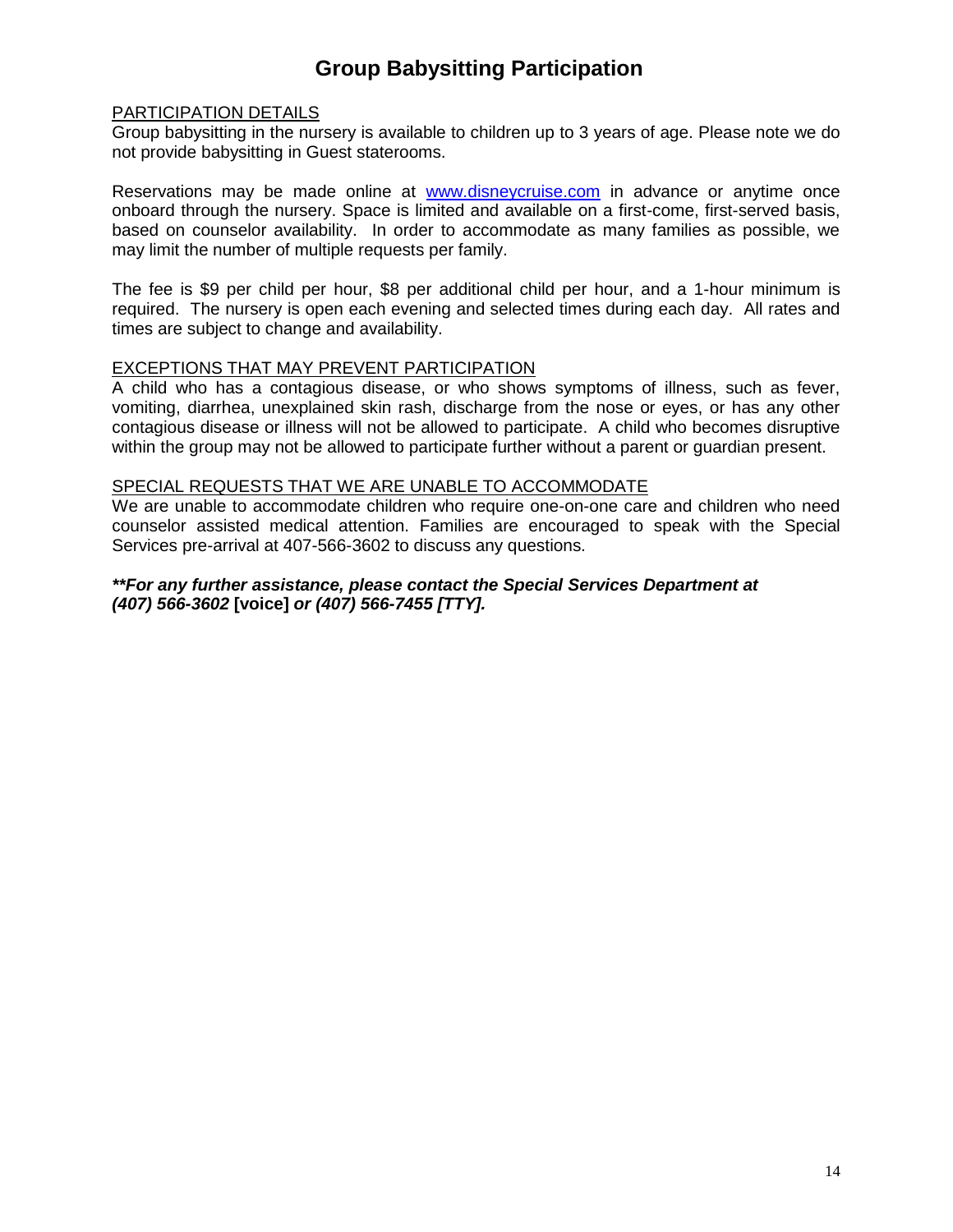# Group Babysitting Participation

PARTICIPATION DETAILS

Group babysitting in the nursery is available to children up to 3 years of age. Please note we do not provide babysitting in Guest staterooms.

Reservations may be made online at [www.disneycruise.com](http://www.disneycruise.com) in advance or anytime once onboard through the nursery. Space is limited and available on a first-come, first-served basis, based on counselor availability. In order to accommodate as many families as possible, we may limit the number of multiple requests per family.

The fee is $9 per child per hour, $8 per additional child per hour, and a 1-hour minimum is required. The nursery is open each evening and selected times during each day. All rates and times are subject to change and availability.

EXCEPTIONS THAT MAY PREVENT PARTICIPATION

A child who has a contagious disease, or who shows symptoms of illness, such as fever, vomiting, diarrhea, unexplained skin rash, discharge from the nose or eyes, or has any other contagious disease or illness will not be allowed to participate. A child who becomes disruptive within the group may not be allowed to participate further without a parent or guardian present.

SPECIAL REQUESTS THAT WE ARE UNABLE TO ACCOMMODATE

We are unable to accommodate children who require one-on-one care and children who need counselor assisted medical attention. Families are encouraged to speak with the Special Services pre-arrival at 407-566-3602 to discuss any questions.

***\*\*For any further assistance, please contact the Special Services Department at (407) 566-3602* [voice] *or (407) 566-7455 [TTY].***